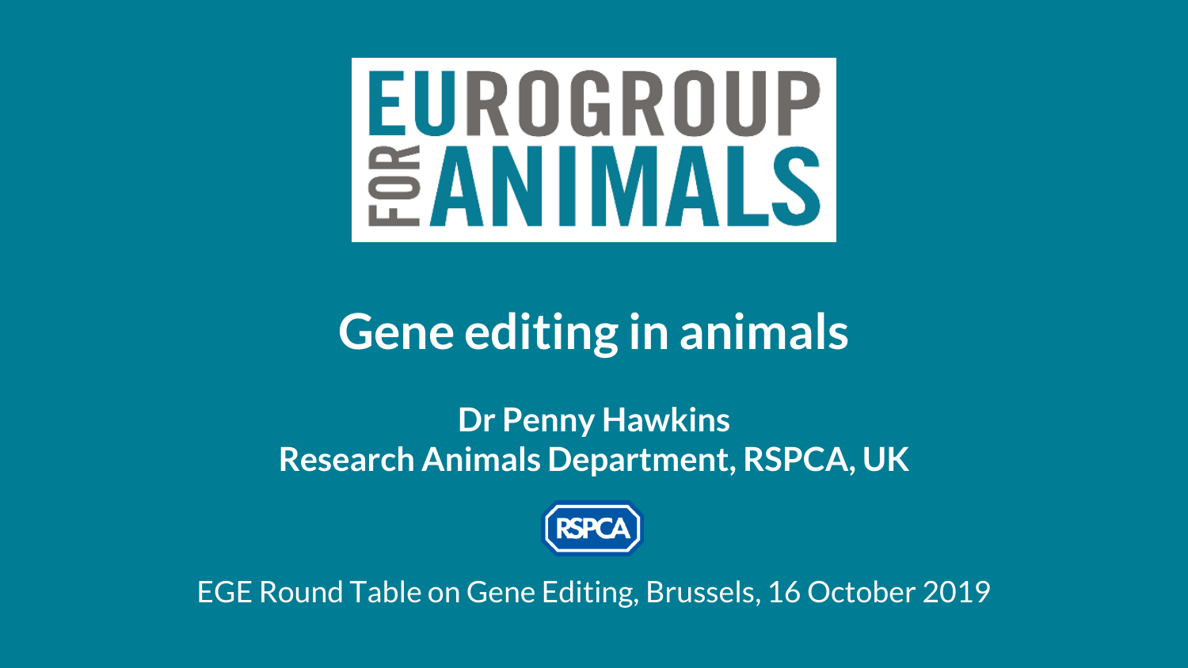EUROGROUP FOR ANIMALS

# Gene editing in animals

**Dr Penny Hawkins**
**Research Animals Department, RSPCA, UK**

RSPCA

EGE Round Table on Gene Editing, Brussels, 16 October 2019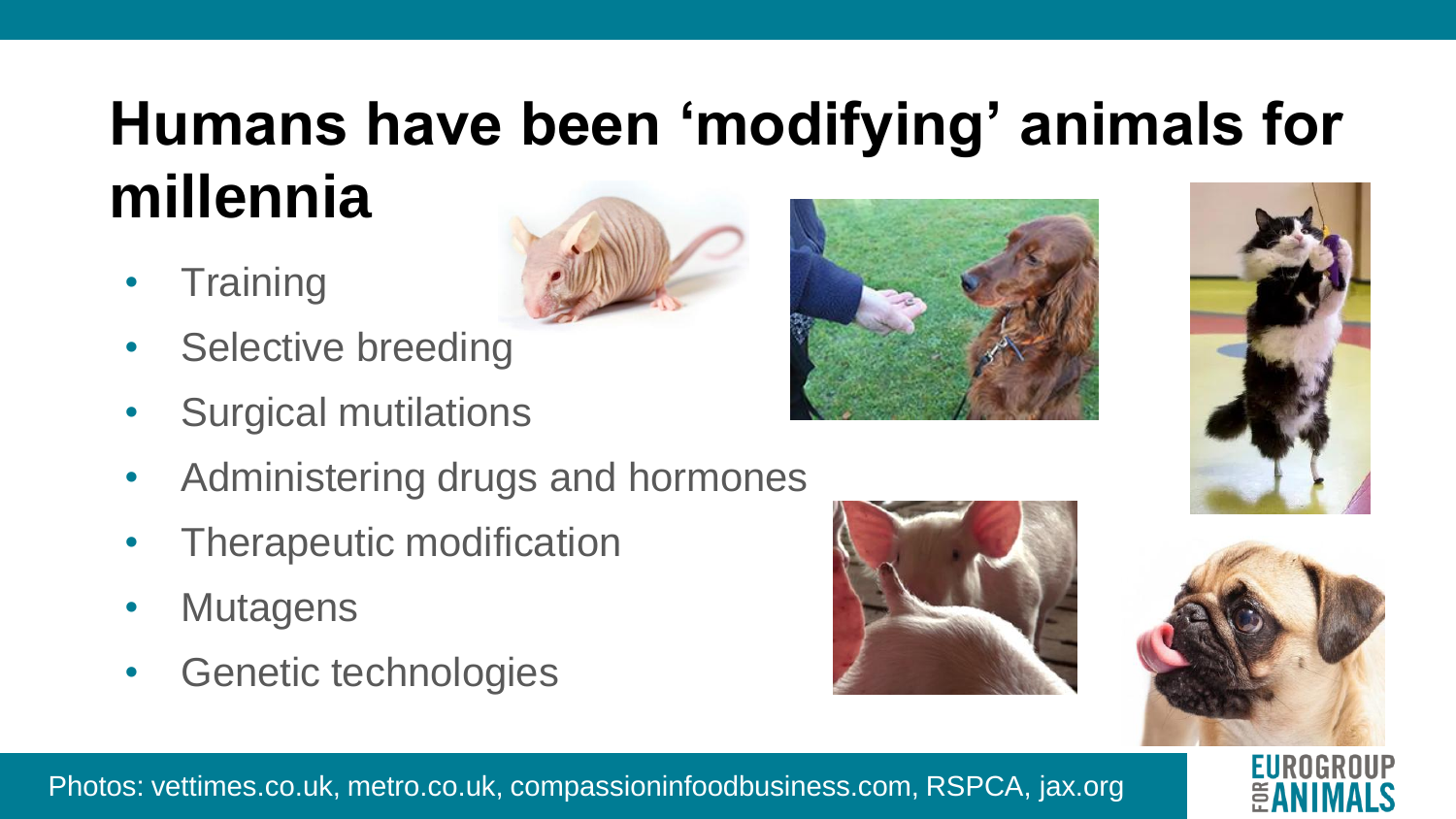# Humans have been 'modifying' animals for millennia

- Training
- Selective breeding
- Surgical mutilations
- Administering drugs and hormones
- Therapeutic modification
- Mutagens
- Genetic technologies

Photos: vettimes.co.uk, metro.co.uk, compassioninfoodbusiness.com, RSPCA, jax.org

EUROGROUP FOR ANIMALS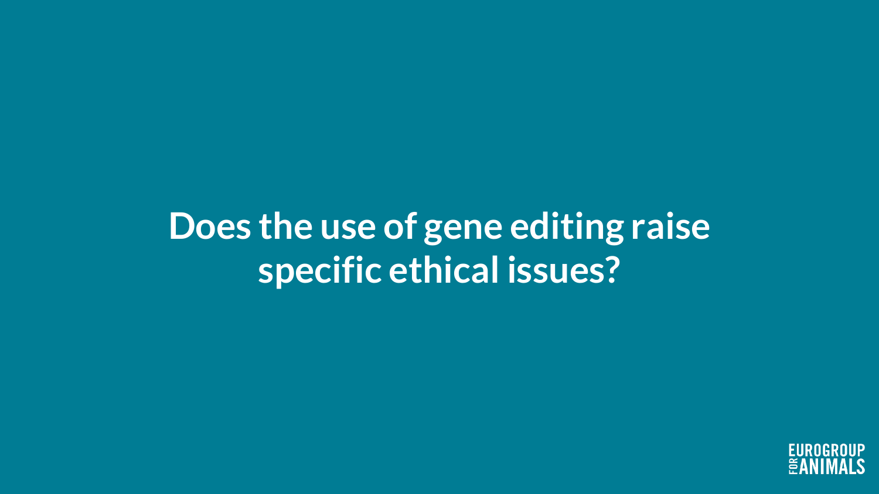# Does the use of gene editing raise specific ethical issues?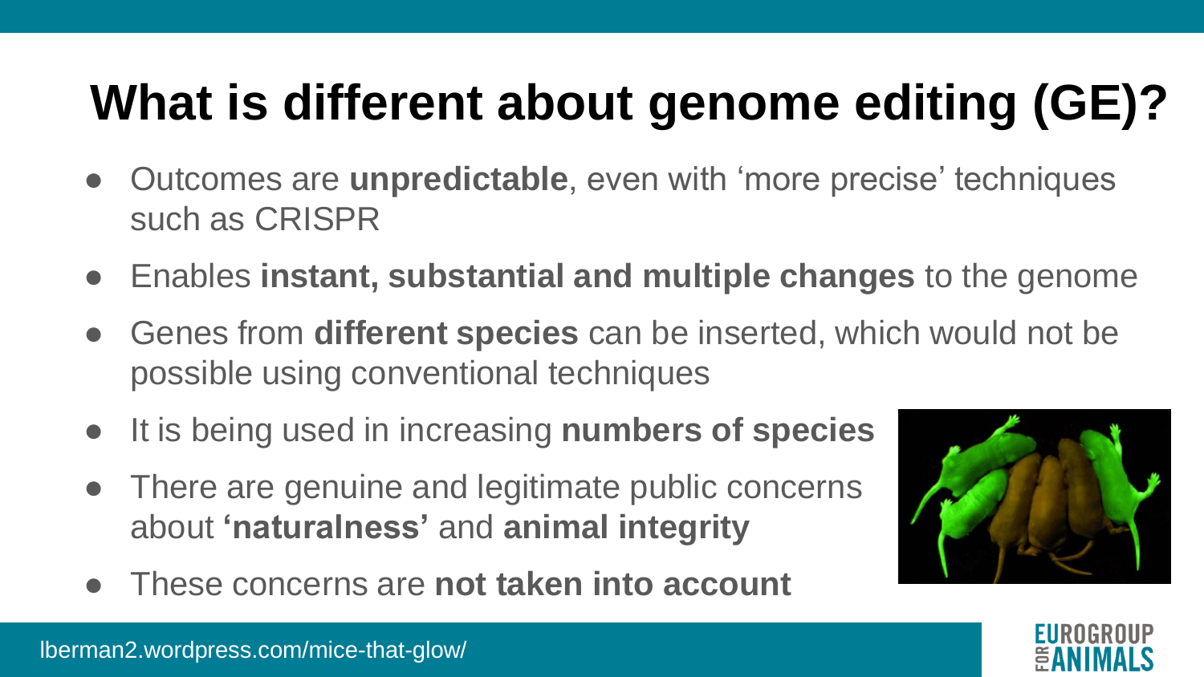# What is different about genome editing (GE)?

- Outcomes are **unpredictable**, even with 'more precise' techniques such as CRISPR
- Enables **instant, substantial and multiple changes** to the genome
- Genes from **different species** can be inserted, which would not be possible using conventional techniques
- It is being used in increasing **numbers of species**
- There are genuine and legitimate public concerns about **'naturalness'** and **animal integrity**
- These concerns are **not taken into account**

lberman2.wordpress.com/mice-that-glow/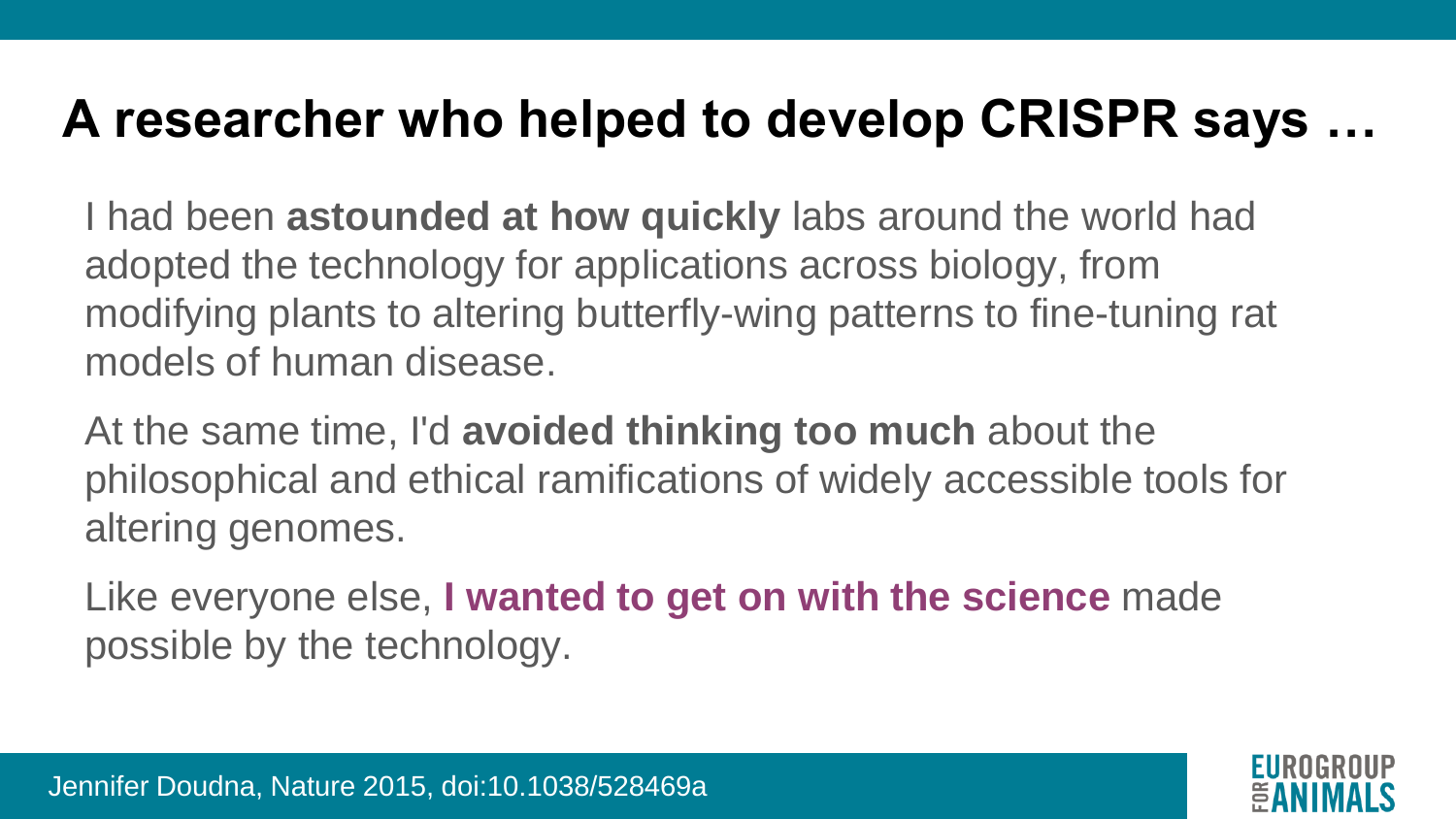# A researcher who helped to develop CRISPR says …

I had been **astounded at how quickly** labs around the world had adopted the technology for applications across biology, from modifying plants to altering butterfly-wing patterns to fine-tuning rat models of human disease.

At the same time, I'd **avoided thinking too much** about the philosophical and ethical ramifications of widely accessible tools for altering genomes.

Like everyone else, **I wanted to get on with the science** made possible by the technology.

Jennifer Doudna, Nature 2015, doi:10.1038/528469a

EUROGROUP FOR ANIMALS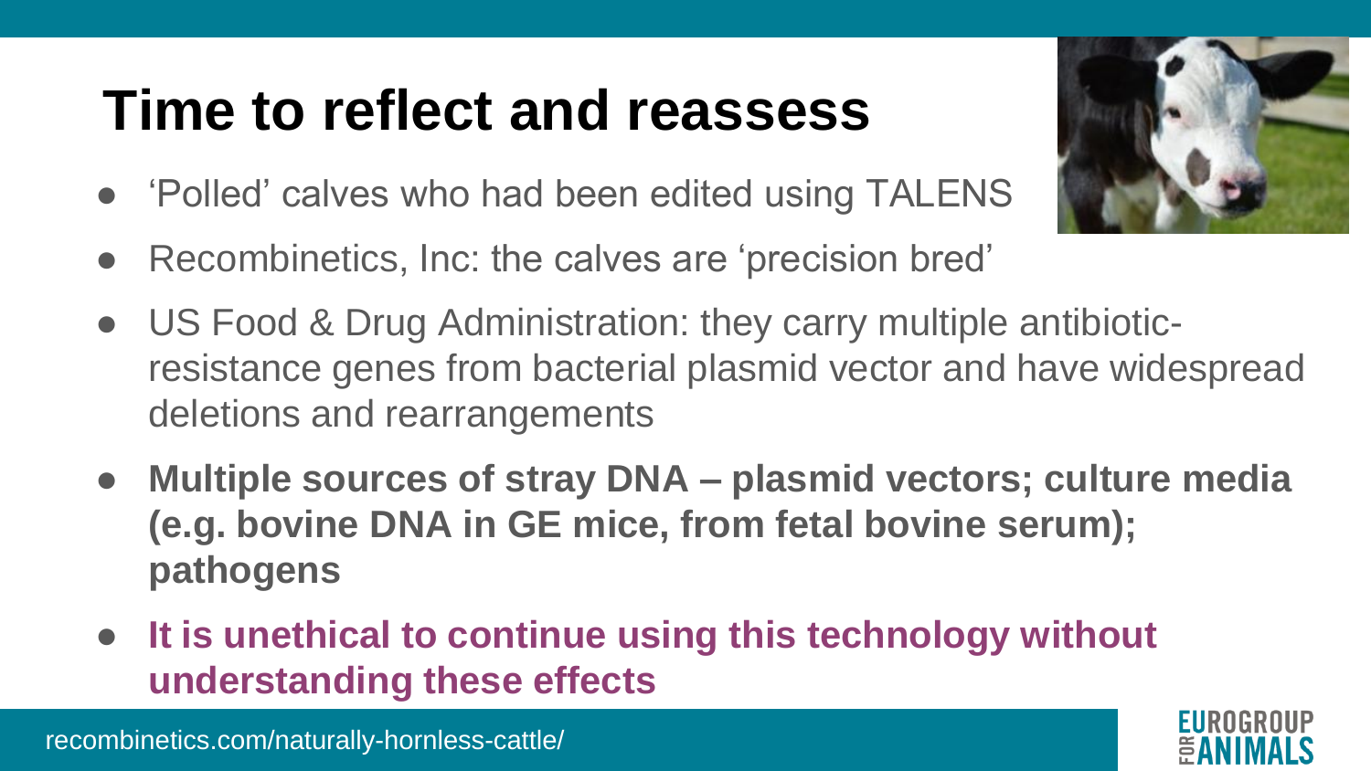# Time to reflect and reassess

- 'Polled' calves who had been edited using TALENS
- Recombinetics, Inc: the calves are 'precision bred'
- US Food & Drug Administration: they carry multiple antibiotic-resistance genes from bacterial plasmid vector and have widespread deletions and rearrangements
- **Multiple sources of stray DNA – plasmid vectors; culture media (e.g. bovine DNA in GE mice, from fetal bovine serum); pathogens**
- **It is unethical to continue using this technology without understanding these effects**

recombinetics.com/naturally-hornless-cattle/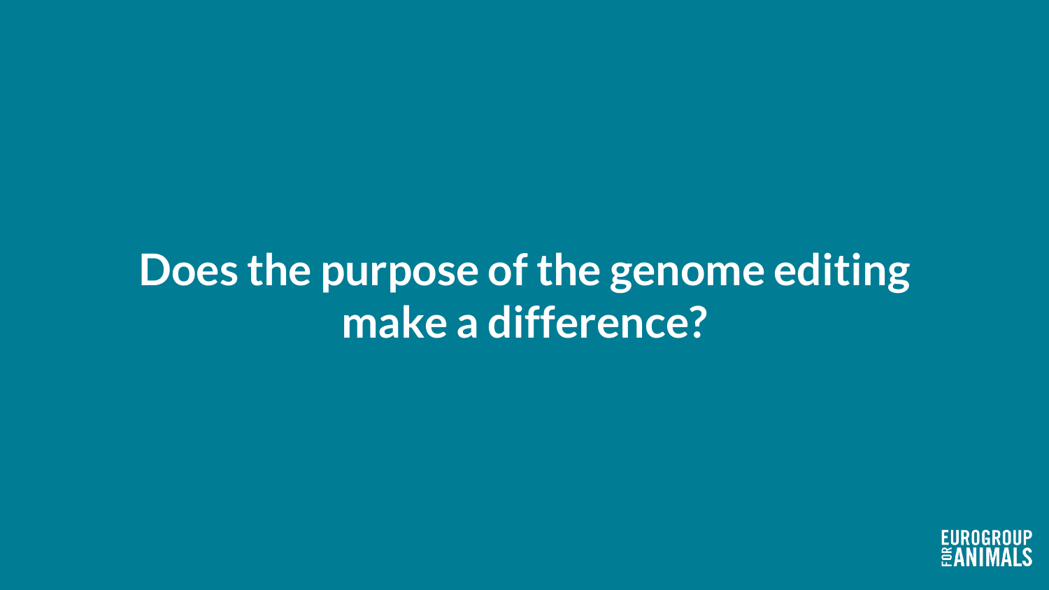# Does the purpose of the genome editing make a difference?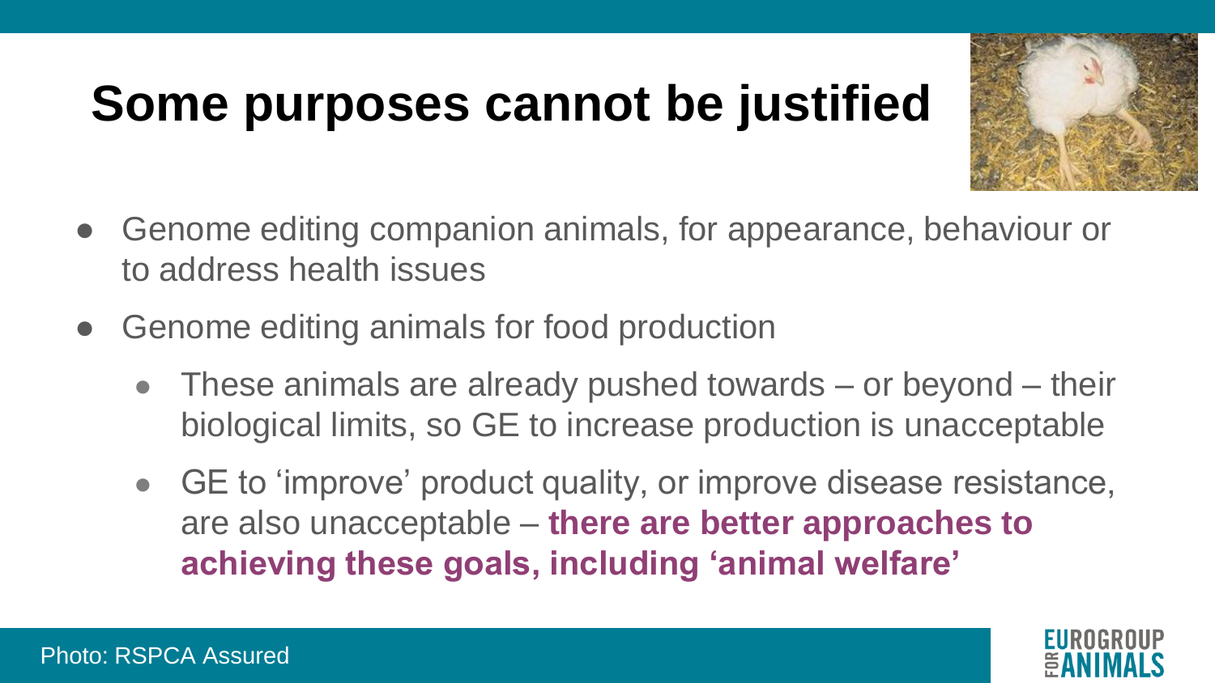# Some purposes cannot be justified

- Genome editing companion animals, for appearance, behaviour or to address health issues
- Genome editing animals for food production
  - These animals are already pushed towards – or beyond – their biological limits, so GE to increase production is unacceptable
  - GE to 'improve' product quality, or improve disease resistance, are also unacceptable – **there are better approaches to achieving these goals, including 'animal welfare'**

Photo: RSPCA Assured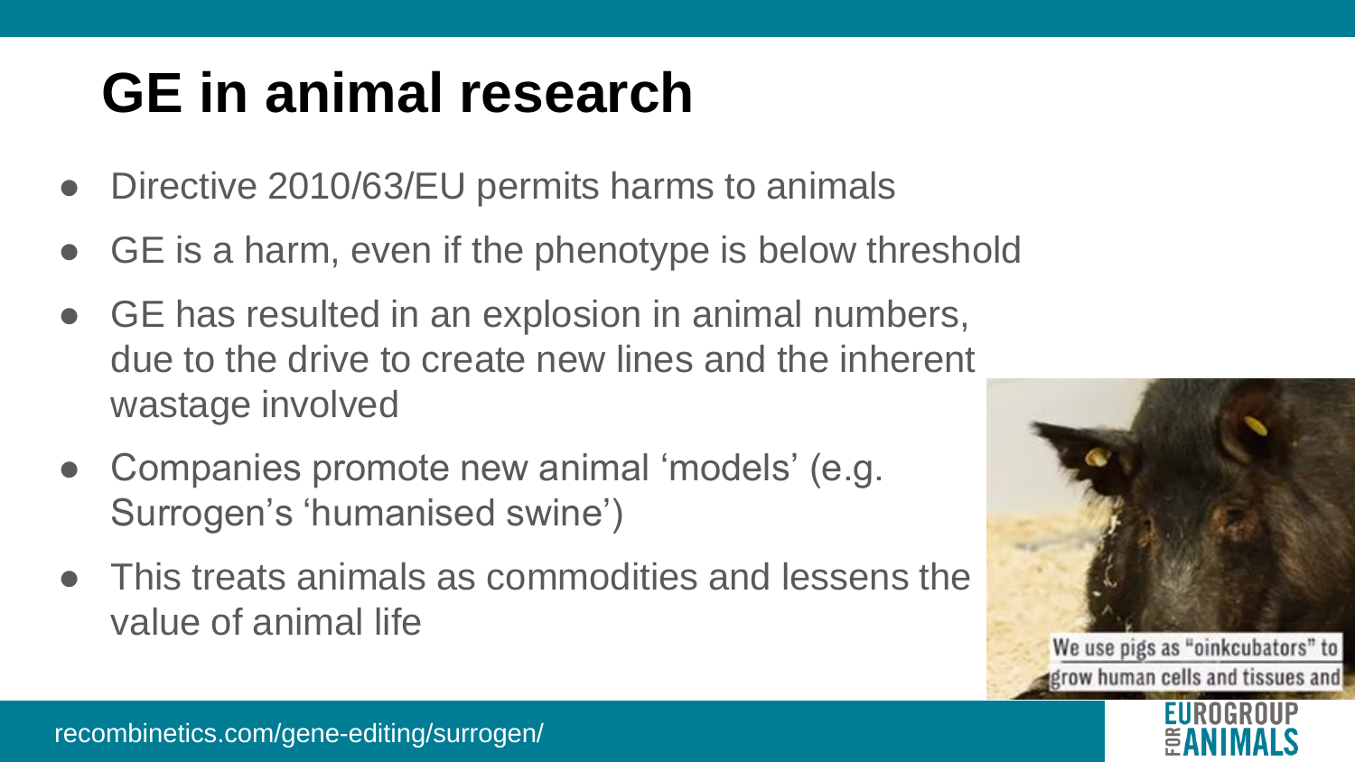# GE in animal research

- Directive 2010/63/EU permits harms to animals
- GE is a harm, even if the phenotype is below threshold
- GE has resulted in an explosion in animal numbers, due to the drive to create new lines and the inherent wastage involved
- Companies promote new animal 'models' (e.g. Surrogen's 'humanised swine')
- This treats animals as commodities and lessens the value of animal life

We use pigs as "oinkcubators" to grow human cells and tissues and

recombinetics.com/gene-editing/surrogen/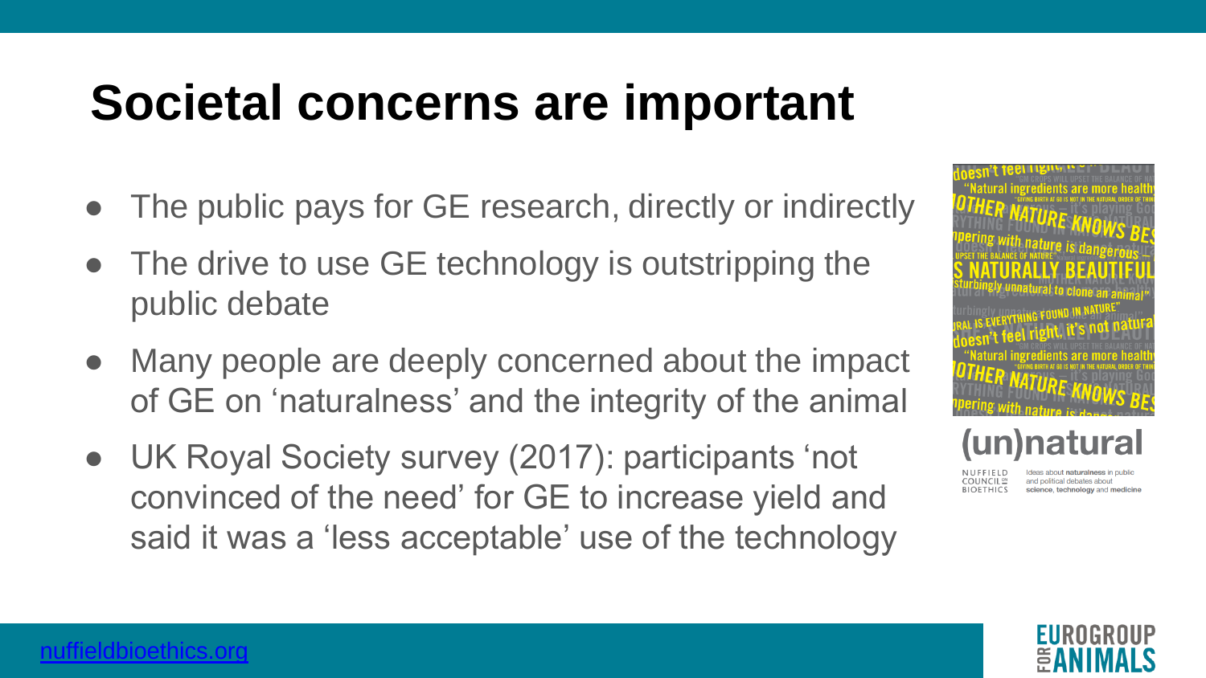# Societal concerns are important

- The public pays for GE research, directly or indirectly
- The drive to use GE technology is outstripping the public debate
- Many people are deeply concerned about the impact of GE on 'naturalness' and the integrity of the animal
- UK Royal Society survey (2017): participants 'not convinced of the need' for GE to increase yield and said it was a 'less acceptable' use of the technology

(un)natural

NUFFIELD COUNCIL ON BIOETHICS — Ideas about naturalness in public and political debates about science, technology and medicine

nuffieldbioethics.org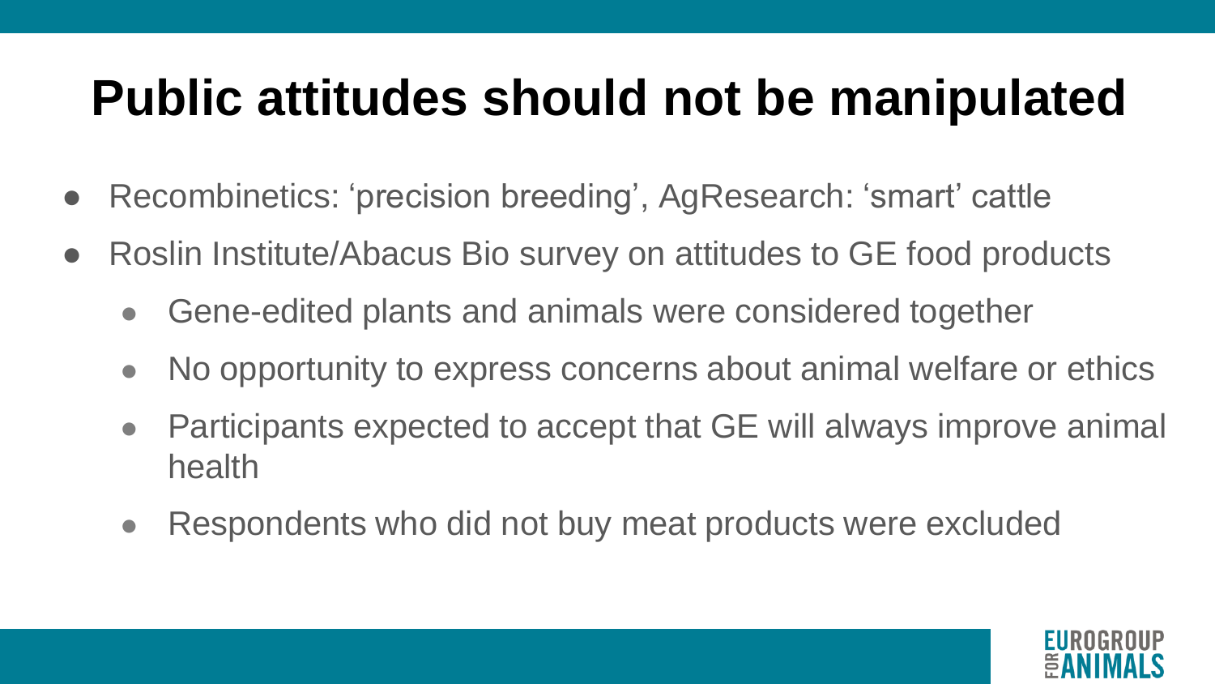# Public attitudes should not be manipulated

- Recombinetics: ‘precision breeding’, AgResearch: ‘smart’ cattle
- Roslin Institute/Abacus Bio survey on attitudes to GE food products
  - Gene-edited plants and animals were considered together
  - No opportunity to express concerns about animal welfare or ethics
  - Participants expected to accept that GE will always improve animal health
  - Respondents who did not buy meat products were excluded

EUROGROUP FOR ANIMALS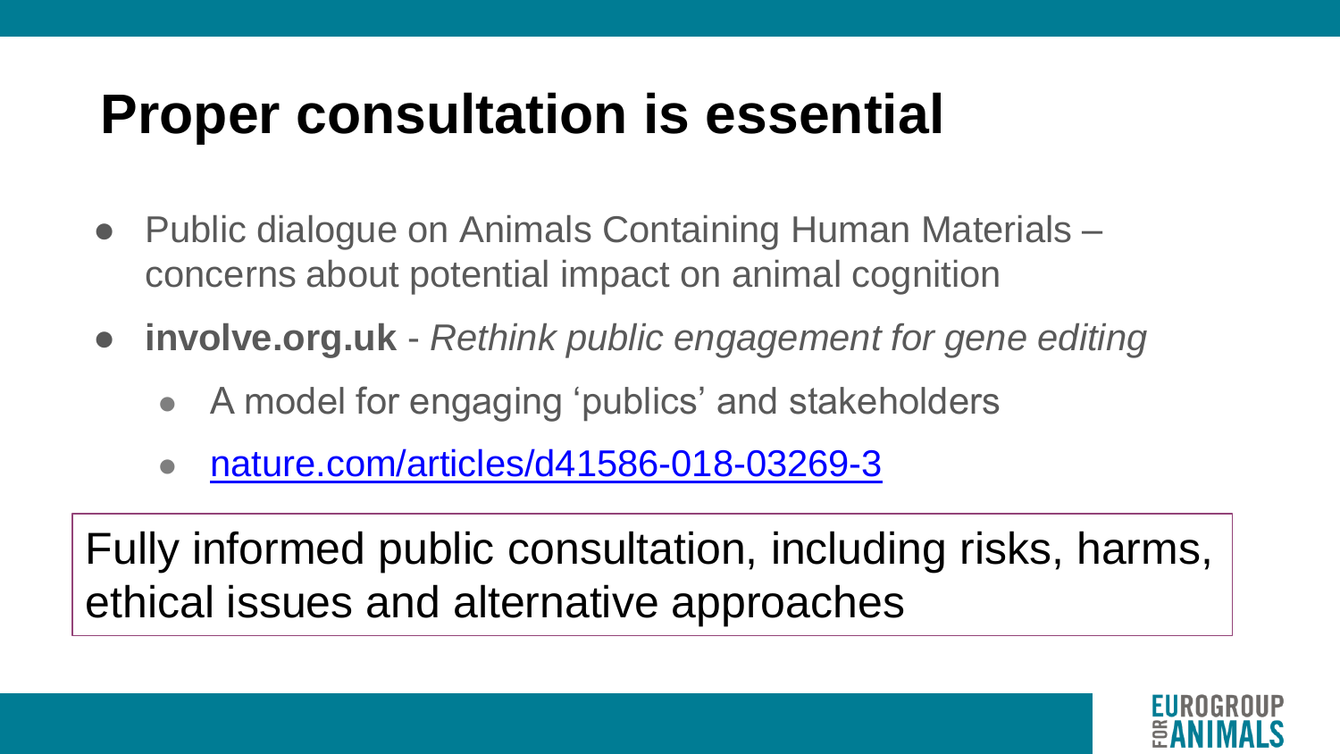# Proper consultation is essential

- Public dialogue on Animals Containing Human Materials – concerns about potential impact on animal cognition
- **involve.org.uk** - *Rethink public engagement for gene editing*
  - A model for engaging 'publics' and stakeholders
  - [nature.com/articles/d41586-018-03269-3](nature.com/articles/d41586-018-03269-3)

Fully informed public consultation, including risks, harms, ethical issues and alternative approaches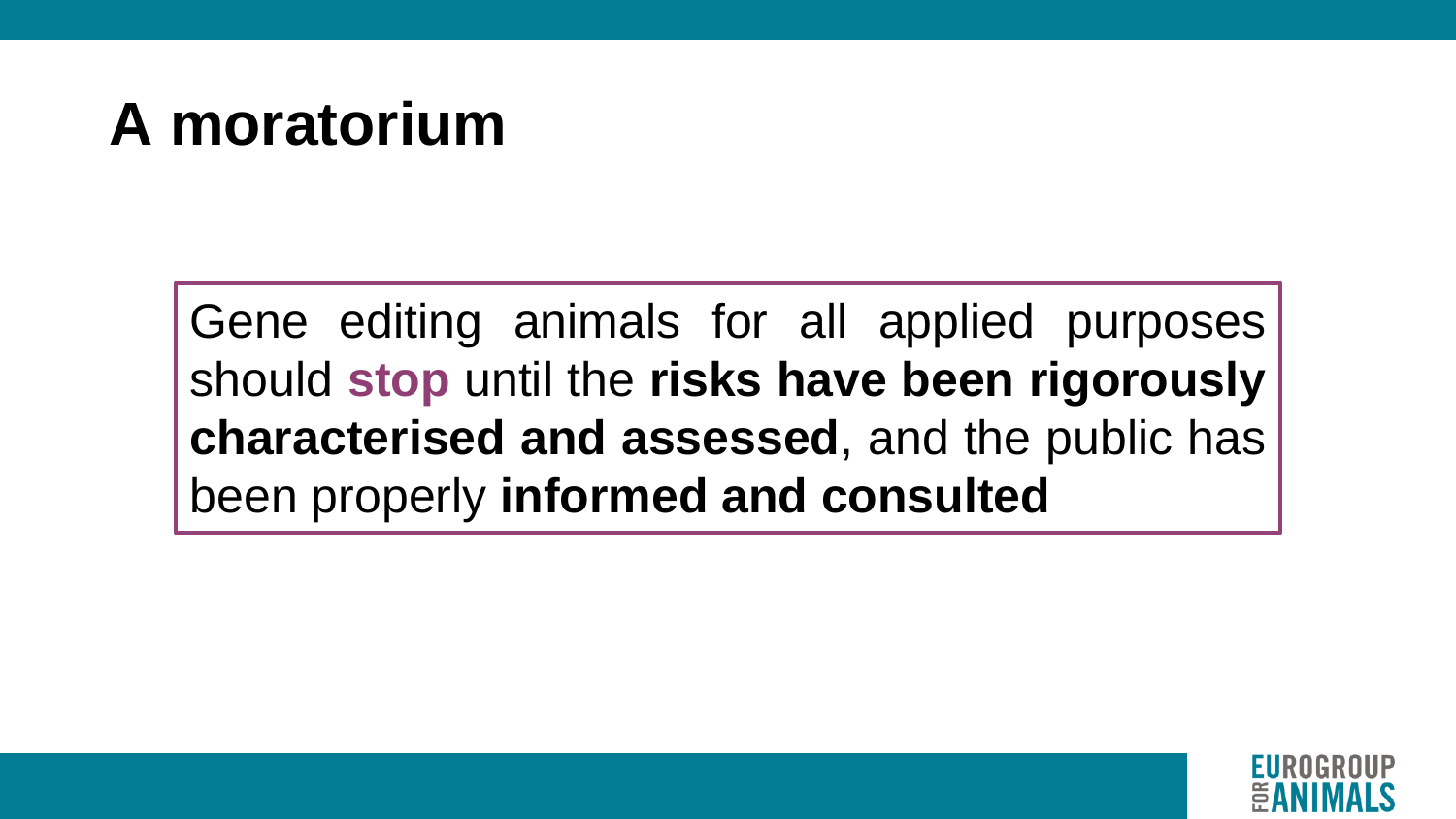# A moratorium

Gene editing animals for all applied purposes should **stop** until the **risks have been rigorously characterised and assessed**, and the public has been properly **informed and consulted**